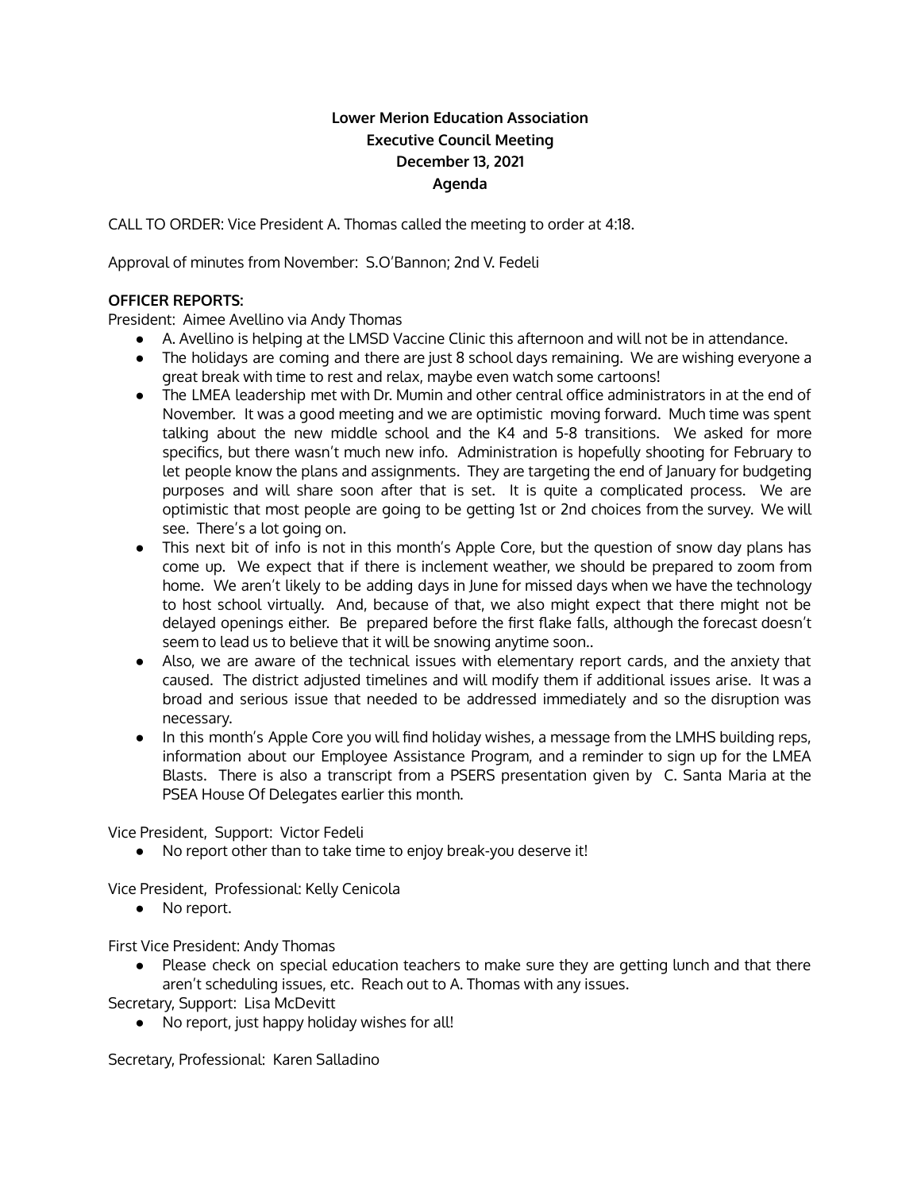**Lower Merion Education Association**
**Executive Council Meeting**
**December 13, 2021**
**Agenda**

CALL TO ORDER: Vice President A. Thomas called the meeting to order at 4:18.

Approval of minutes from November: S.O'Bannon; 2nd V. Fedeli

**OFFICER REPORTS:**

President: Aimee Avellino via Andy Thomas

- A. Avellino is helping at the LMSD Vaccine Clinic this afternoon and will not be in attendance.
- The holidays are coming and there are just 8 school days remaining. We are wishing everyone a great break with time to rest and relax, maybe even watch some cartoons!
- The LMEA leadership met with Dr. Mumin and other central office administrators in at the end of November. It was a good meeting and we are optimistic moving forward. Much time was spent talking about the new middle school and the K4 and 5-8 transitions. We asked for more specifics, but there wasn't much new info. Administration is hopefully shooting for February to let people know the plans and assignments. They are targeting the end of January for budgeting purposes and will share soon after that is set. It is quite a complicated process. We are optimistic that most people are going to be getting 1st or 2nd choices from the survey. We will see. There's a lot going on.
- This next bit of info is not in this month's Apple Core, but the question of snow day plans has come up. We expect that if there is inclement weather, we should be prepared to zoom from home. We aren't likely to be adding days in June for missed days when we have the technology to host school virtually. And, because of that, we also might expect that there might not be delayed openings either. Be prepared before the first flake falls, although the forecast doesn't seem to lead us to believe that it will be snowing anytime soon..
- Also, we are aware of the technical issues with elementary report cards, and the anxiety that caused. The district adjusted timelines and will modify them if additional issues arise. It was a broad and serious issue that needed to be addressed immediately and so the disruption was necessary.
- In this month's Apple Core you will find holiday wishes, a message from the LMHS building reps, information about our Employee Assistance Program, and a reminder to sign up for the LMEA Blasts. There is also a transcript from a PSERS presentation given by C. Santa Maria at the PSEA House Of Delegates earlier this month.

Vice President, Support: Victor Fedeli

- No report other than to take time to enjoy break-you deserve it!

Vice President, Professional: Kelly Cenicola

- No report.

First Vice President: Andy Thomas

- Please check on special education teachers to make sure they are getting lunch and that there aren't scheduling issues, etc. Reach out to A. Thomas with any issues.

Secretary, Support: Lisa McDevitt

- No report, just happy holiday wishes for all!

Secretary, Professional: Karen Salladino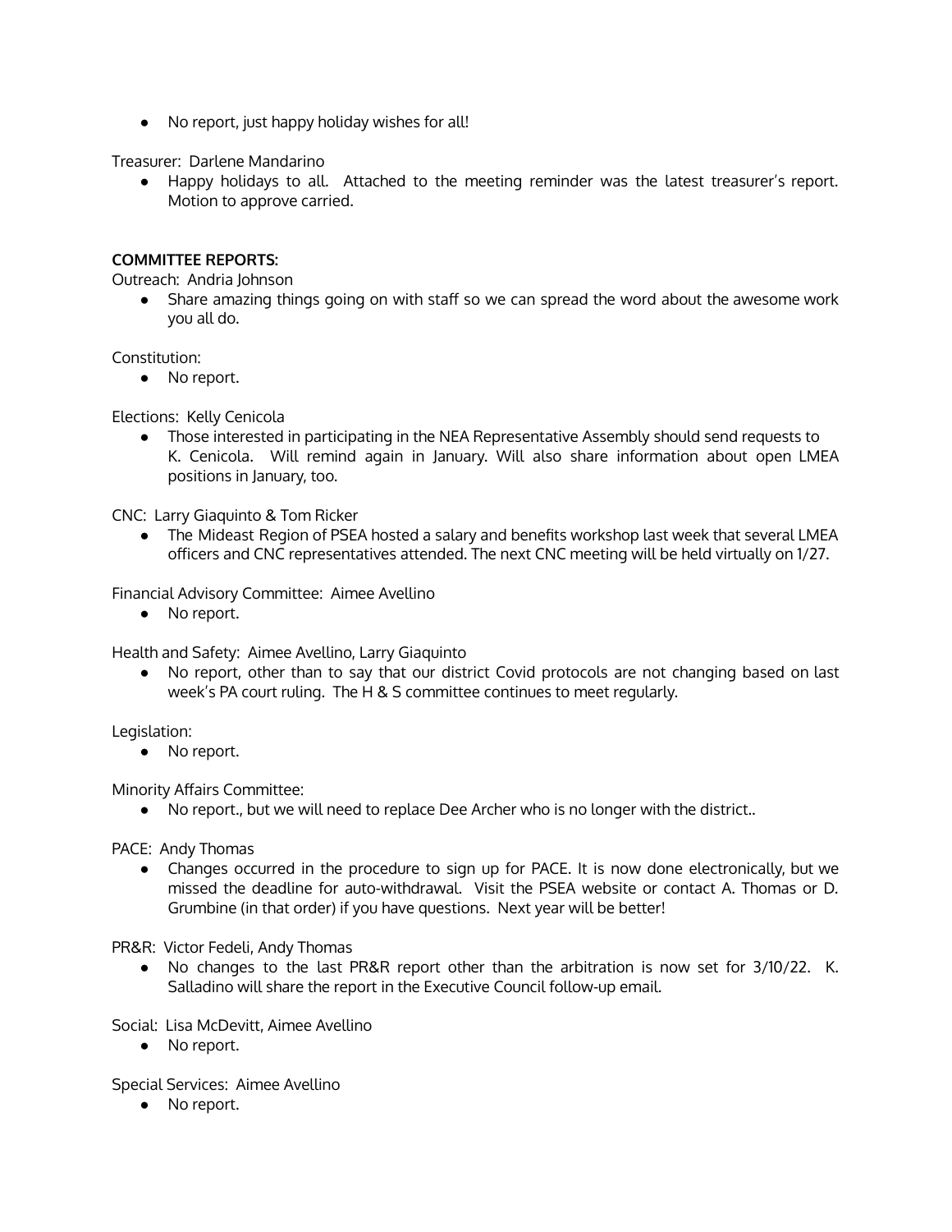- No report, just happy holiday wishes for all!

Treasurer: Darlene Mandarino

- Happy holidays to all. Attached to the meeting reminder was the latest treasurer's report. Motion to approve carried.

**COMMITTEE REPORTS:**

Outreach: Andria Johnson

- Share amazing things going on with staff so we can spread the word about the awesome work you all do.

Constitution:

- No report.

Elections: Kelly Cenicola

- Those interested in participating in the NEA Representative Assembly should send requests to K. Cenicola. Will remind again in January. Will also share information about open LMEA positions in January, too.

CNC: Larry Giaquinto & Tom Ricker

- The Mideast Region of PSEA hosted a salary and benefits workshop last week that several LMEA officers and CNC representatives attended. The next CNC meeting will be held virtually on 1/27.

Financial Advisory Committee: Aimee Avellino

- No report.

Health and Safety: Aimee Avellino, Larry Giaquinto

- No report, other than to say that our district Covid protocols are not changing based on last week's PA court ruling. The H & S committee continues to meet regularly.

Legislation:

- No report.

Minority Affairs Committee:

- No report., but we will need to replace Dee Archer who is no longer with the district..

PACE: Andy Thomas

- Changes occurred in the procedure to sign up for PACE. It is now done electronically, but we missed the deadline for auto-withdrawal. Visit the PSEA website or contact A. Thomas or D. Grumbine (in that order) if you have questions. Next year will be better!

PR&R: Victor Fedeli, Andy Thomas

- No changes to the last PR&R report other than the arbitration is now set for 3/10/22. K. Salladino will share the report in the Executive Council follow-up email.

Social: Lisa McDevitt, Aimee Avellino

- No report.

Special Services: Aimee Avellino

- No report.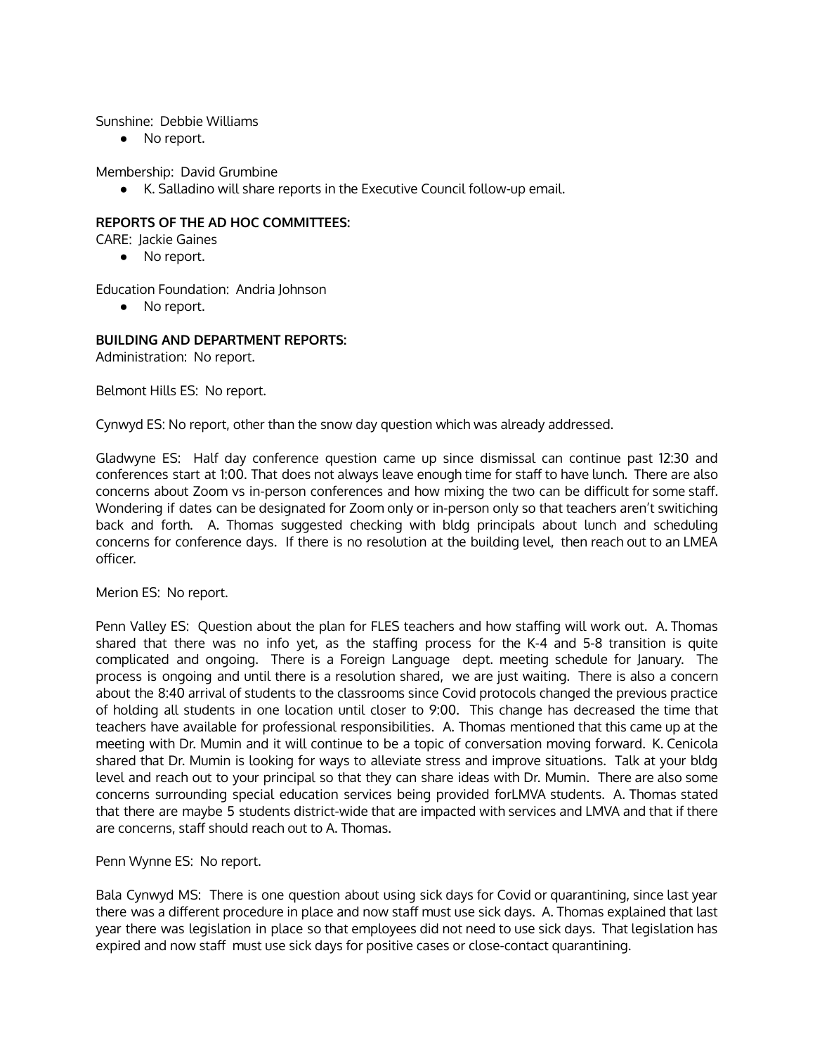Sunshine:  Debbie Williams

- No report.

Membership:  David Grumbine

- K. Salladino will share reports in the Executive Council follow-up email.

**REPORTS OF THE AD HOC COMMITTEES:**

CARE:  Jackie Gaines

- No report.

Education Foundation:  Andria Johnson

- No report.

**BUILDING AND DEPARTMENT REPORTS:**

Administration:  No report.

Belmont Hills ES:  No report.

Cynwyd ES: No report, other than the snow day question which was already addressed.

Gladwyne ES:  Half day conference question came up since dismissal can continue past 12:30 and conferences start at 1:00. That does not always leave enough time for staff to have lunch.  There are also concerns about Zoom vs in-person conferences and how mixing the two can be difficult for some staff.  Wondering if dates can be designated for Zoom only or in-person only so that teachers aren't switiching back and forth.  A. Thomas suggested checking with bldg principals about lunch and scheduling concerns for conference days.  If there is no resolution at the building level,  then reach out to an LMEA officer.

Merion ES:  No report.

Penn Valley ES:  Question about the plan for FLES teachers and how staffing will work out.  A. Thomas shared that there was no info yet, as the staffing process for the K-4 and 5-8 transition is quite complicated and ongoing.  There is a Foreign Language  dept. meeting schedule for January.  The process is ongoing and until there is a resolution shared,  we are just waiting.  There is also a concern about the 8:40 arrival of students to the classrooms since Covid protocols changed the previous practice of holding all students in one location until closer to 9:00.  This change has decreased the time that teachers have available for professional responsibilities.  A. Thomas mentioned that this came up at the meeting with Dr. Mumin and it will continue to be a topic of conversation moving forward.  K. Cenicola shared that Dr. Mumin is looking for ways to alleviate stress and improve situations.  Talk at your bldg level and reach out to your principal so that they can share ideas with Dr. Mumin.  There are also some concerns surrounding special education services being provided forLMVA students.  A. Thomas stated that there are maybe 5 students district-wide that are impacted with services and LMVA and that if there are concerns, staff should reach out to A. Thomas.

Penn Wynne ES:  No report.

Bala Cynwyd MS:  There is one question about using sick days for Covid or quarantining, since last year there was a different procedure in place and now staff must use sick days.  A. Thomas explained that last year there was legislation in place so that employees did not need to use sick days.  That legislation has expired and now staff  must use sick days for positive cases or close-contact quarantining.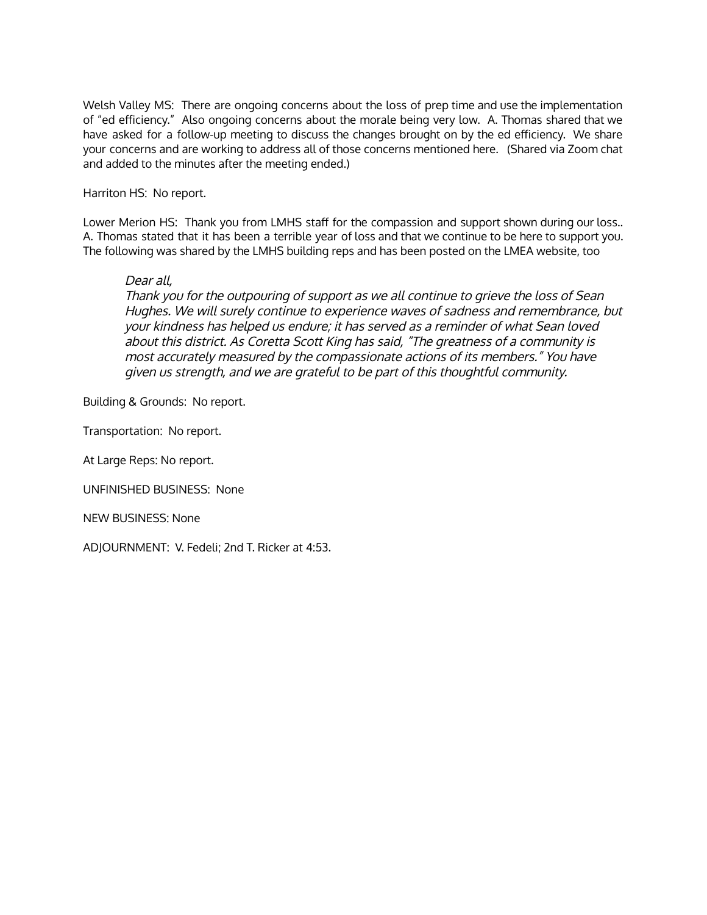Welsh Valley MS: There are ongoing concerns about the loss of prep time and use the implementation of "ed efficiency." Also ongoing concerns about the morale being very low. A. Thomas shared that we have asked for a follow-up meeting to discuss the changes brought on by the ed efficiency. We share your concerns and are working to address all of those concerns mentioned here. (Shared via Zoom chat and added to the minutes after the meeting ended.)

Harriton HS: No report.

Lower Merion HS: Thank you from LMHS staff for the compassion and support shown during our loss.. A. Thomas stated that it has been a terrible year of loss and that we continue to be here to support you. The following was shared by the LMHS building reps and has been posted on the LMEA website, too

> *Dear all,*
> *Thank you for the outpouring of support as we all continue to grieve the loss of Sean Hughes. We will surely continue to experience waves of sadness and remembrance, but your kindness has helped us endure; it has served as a reminder of what Sean loved about this district. As Coretta Scott King has said, "The greatness of a community is most accurately measured by the compassionate actions of its members." You have given us strength, and we are grateful to be part of this thoughtful community.*

Building & Grounds: No report.

Transportation: No report.

At Large Reps: No report.

UNFINISHED BUSINESS: None

NEW BUSINESS: None

ADJOURNMENT: V. Fedeli; 2nd T. Ricker at 4:53.